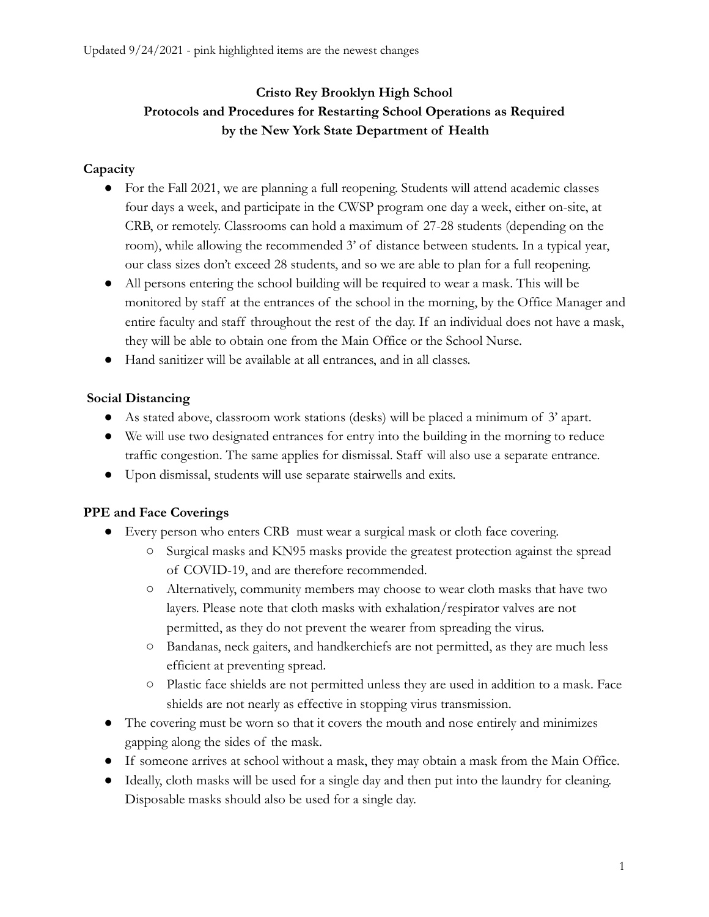Updated 9/24/2021 - pink highlighted items are the newest changes

**Cristo Rey Brooklyn High School**
**Protocols and Procedures for Restarting School Operations as Required by the New York State Department of Health**

## Capacity

- For the Fall 2021, we are planning a full reopening. Students will attend academic classes four days a week, and participate in the CWSP program one day a week, either on-site, at CRB, or remotely. Classrooms can hold a maximum of 27-28 students (depending on the room), while allowing the recommended 3' of distance between students. In a typical year, our class sizes don't exceed 28 students, and so we are able to plan for a full reopening.
- All persons entering the school building will be required to wear a mask. This will be monitored by staff at the entrances of the school in the morning, by the Office Manager and entire faculty and staff throughout the rest of the day. If an individual does not have a mask, they will be able to obtain one from the Main Office or the School Nurse.
- Hand sanitizer will be available at all entrances, and in all classes.

## Social Distancing

- As stated above, classroom work stations (desks) will be placed a minimum of 3' apart.
- We will use two designated entrances for entry into the building in the morning to reduce traffic congestion. The same applies for dismissal. Staff will also use a separate entrance.
- Upon dismissal, students will use separate stairwells and exits.

## PPE and Face Coverings

- Every person who enters CRB must wear a surgical mask or cloth face covering.
  - Surgical masks and KN95 masks provide the greatest protection against the spread of COVID-19, and are therefore recommended.
  - Alternatively, community members may choose to wear cloth masks that have two layers. Please note that cloth masks with exhalation/respirator valves are not permitted, as they do not prevent the wearer from spreading the virus.
  - Bandanas, neck gaiters, and handkerchiefs are not permitted, as they are much less efficient at preventing spread.
  - Plastic face shields are not permitted unless they are used in addition to a mask. Face shields are not nearly as effective in stopping virus transmission.
- The covering must be worn so that it covers the mouth and nose entirely and minimizes gapping along the sides of the mask.
- If someone arrives at school without a mask, they may obtain a mask from the Main Office.
- Ideally, cloth masks will be used for a single day and then put into the laundry for cleaning. Disposable masks should also be used for a single day.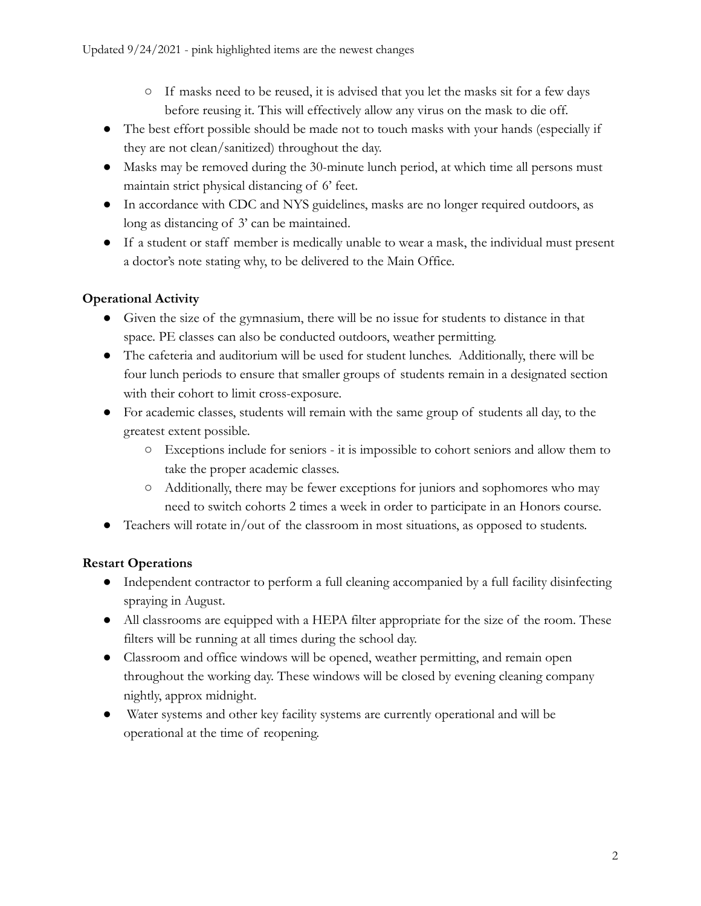- If masks need to be reused, it is advised that you let the masks sit for a few days before reusing it. This will effectively allow any virus on the mask to die off.
- The best effort possible should be made not to touch masks with your hands (especially if they are not clean/sanitized) throughout the day.
- Masks may be removed during the 30-minute lunch period, at which time all persons must maintain strict physical distancing of 6' feet.
- In accordance with CDC and NYS guidelines, masks are no longer required outdoors, as long as distancing of 3' can be maintained.
- If a student or staff member is medically unable to wear a mask, the individual must present a doctor's note stating why, to be delivered to the Main Office.

**Operational Activity**

- Given the size of the gymnasium, there will be no issue for students to distance in that space. PE classes can also be conducted outdoors, weather permitting.
- The cafeteria and auditorium will be used for student lunches. Additionally, there will be four lunch periods to ensure that smaller groups of students remain in a designated section with their cohort to limit cross-exposure.
- For academic classes, students will remain with the same group of students all day, to the greatest extent possible.
  - Exceptions include for seniors - it is impossible to cohort seniors and allow them to take the proper academic classes.
  - Additionally, there may be fewer exceptions for juniors and sophomores who may need to switch cohorts 2 times a week in order to participate in an Honors course.
- Teachers will rotate in/out of the classroom in most situations, as opposed to students.

**Restart Operations**

- Independent contractor to perform a full cleaning accompanied by a full facility disinfecting spraying in August.
- All classrooms are equipped with a HEPA filter appropriate for the size of the room. These filters will be running at all times during the school day.
- Classroom and office windows will be opened, weather permitting, and remain open throughout the working day. These windows will be closed by evening cleaning company nightly, approx midnight.
- Water systems and other key facility systems are currently operational and will be operational at the time of reopening.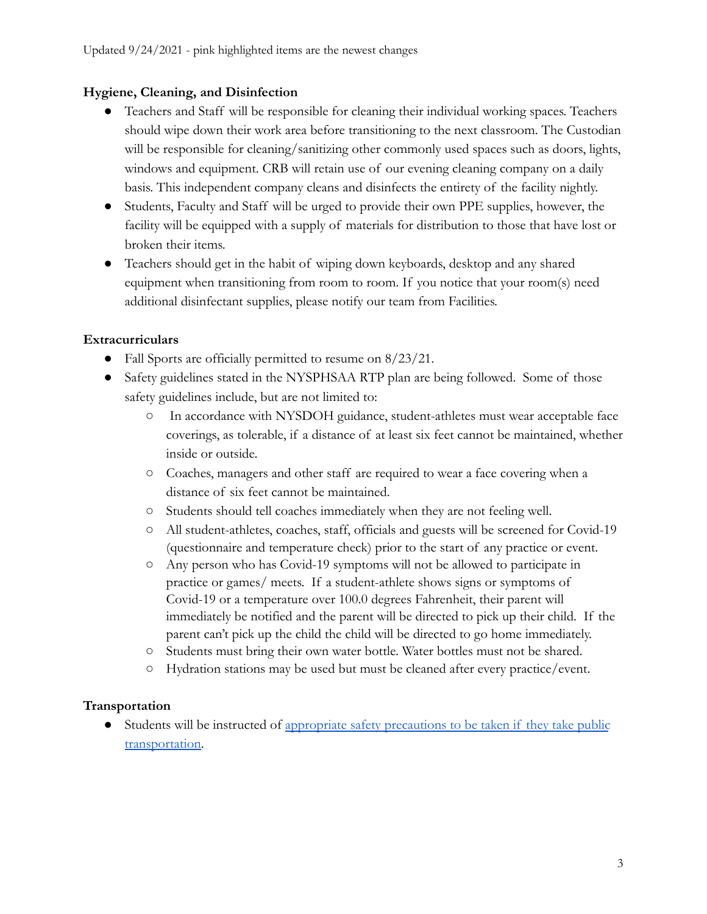Updated 9/24/2021 - pink highlighted items are the newest changes

**Hygiene, Cleaning, and Disinfection**

- Teachers and Staff will be responsible for cleaning their individual working spaces. Teachers should wipe down their work area before transitioning to the next classroom. The Custodian will be responsible for cleaning/sanitizing other commonly used spaces such as doors, lights, windows and equipment. CRB will retain use of our evening cleaning company on a daily basis. This independent company cleans and disinfects the entirety of the facility nightly.
- Students, Faculty and Staff will be urged to provide their own PPE supplies, however, the facility will be equipped with a supply of materials for distribution to those that have lost or broken their items.
- Teachers should get in the habit of wiping down keyboards, desktop and any shared equipment when transitioning from room to room. If you notice that your room(s) need additional disinfectant supplies, please notify our team from Facilities.

**Extracurriculars**

- Fall Sports are officially permitted to resume on 8/23/21.
- Safety guidelines stated in the NYSPHSAA RTP plan are being followed. Some of those safety guidelines include, but are not limited to:
  - In accordance with NYSDOH guidance, student-athletes must wear acceptable face coverings, as tolerable, if a distance of at least six feet cannot be maintained, whether inside or outside.
  - Coaches, managers and other staff are required to wear a face covering when a distance of six feet cannot be maintained.
  - Students should tell coaches immediately when they are not feeling well.
  - All student-athletes, coaches, staff, officials and guests will be screened for Covid-19 (questionnaire and temperature check) prior to the start of any practice or event.
  - Any person who has Covid-19 symptoms will not be allowed to participate in practice or games/ meets. If a student-athlete shows signs or symptoms of Covid-19 or a temperature over 100.0 degrees Fahrenheit, their parent will immediately be notified and the parent will be directed to pick up their child. If the parent can't pick up the child the child will be directed to go home immediately.
  - Students must bring their own water bottle. Water bottles must not be shared.
  - Hydration stations may be used but must be cleaned after every practice/event.

**Transportation**

- Students will be instructed of appropriate safety precautions to be taken if they take public transportation.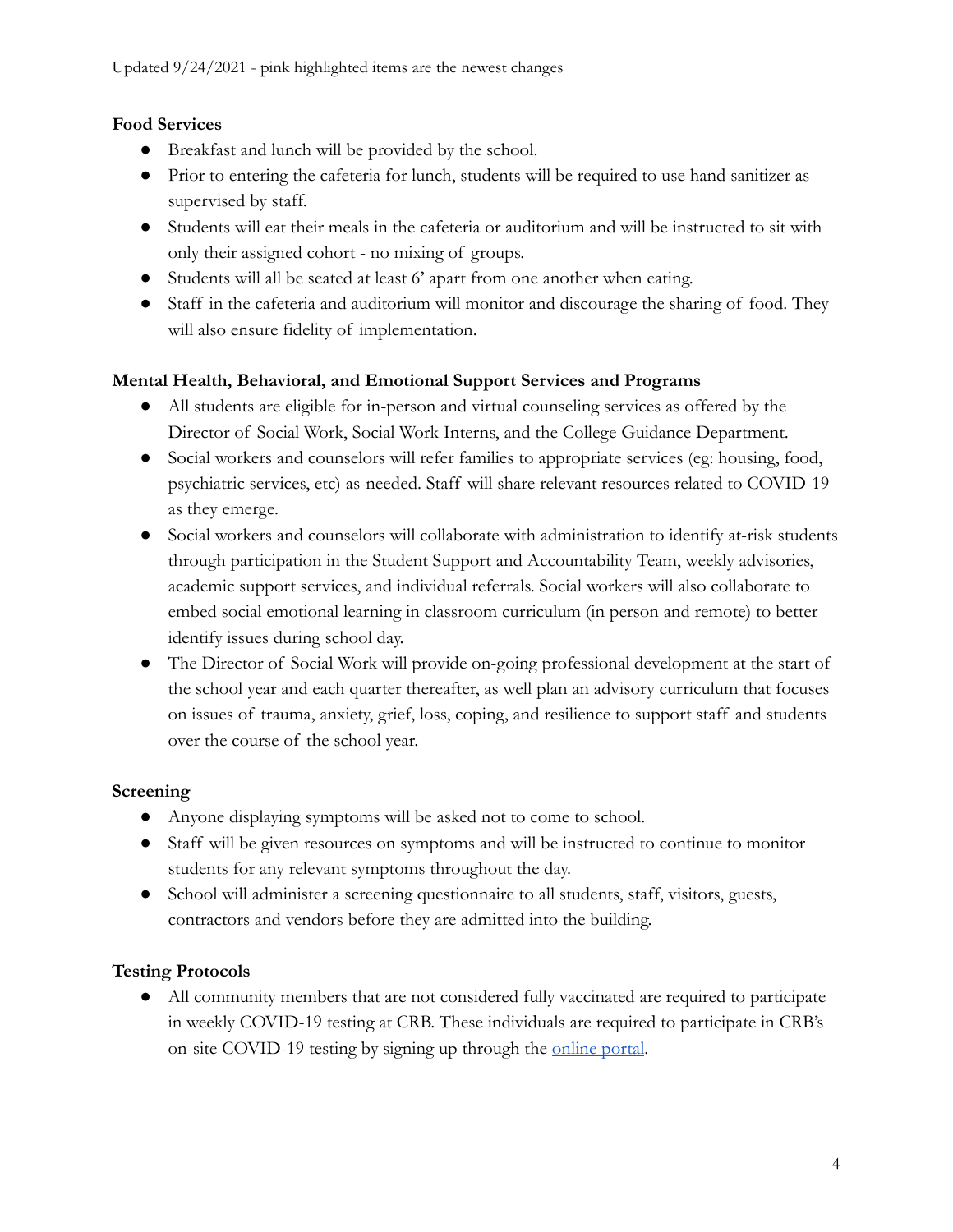### Food Services

- Breakfast and lunch will be provided by the school.
- Prior to entering the cafeteria for lunch, students will be required to use hand sanitizer as supervised by staff.
- Students will eat their meals in the cafeteria or auditorium and will be instructed to sit with only their assigned cohort - no mixing of groups.
- Students will all be seated at least 6' apart from one another when eating.
- Staff in the cafeteria and auditorium will monitor and discourage the sharing of food. They will also ensure fidelity of implementation.

### Mental Health, Behavioral, and Emotional Support Services and Programs

- All students are eligible for in-person and virtual counseling services as offered by the Director of Social Work, Social Work Interns, and the College Guidance Department.
- Social workers and counselors will refer families to appropriate services (eg: housing, food, psychiatric services, etc) as-needed. Staff will share relevant resources related to COVID-19 as they emerge.
- Social workers and counselors will collaborate with administration to identify at-risk students through participation in the Student Support and Accountability Team, weekly advisories, academic support services, and individual referrals. Social workers will also collaborate to embed social emotional learning in classroom curriculum (in person and remote) to better identify issues during school day.
- The Director of Social Work will provide on-going professional development at the start of the school year and each quarter thereafter, as well plan an advisory curriculum that focuses on issues of trauma, anxiety, grief, loss, coping, and resilience to support staff and students over the course of the school year.

### Screening

- Anyone displaying symptoms will be asked not to come to school.
- Staff will be given resources on symptoms and will be instructed to continue to monitor students for any relevant symptoms throughout the day.
- School will administer a screening questionnaire to all students, staff, visitors, guests, contractors and vendors before they are admitted into the building.

### Testing Protocols

- All community members that are not considered fully vaccinated are required to participate in weekly COVID-19 testing at CRB. These individuals are required to participate in CRB's on-site COVID-19 testing by signing up through the online portal.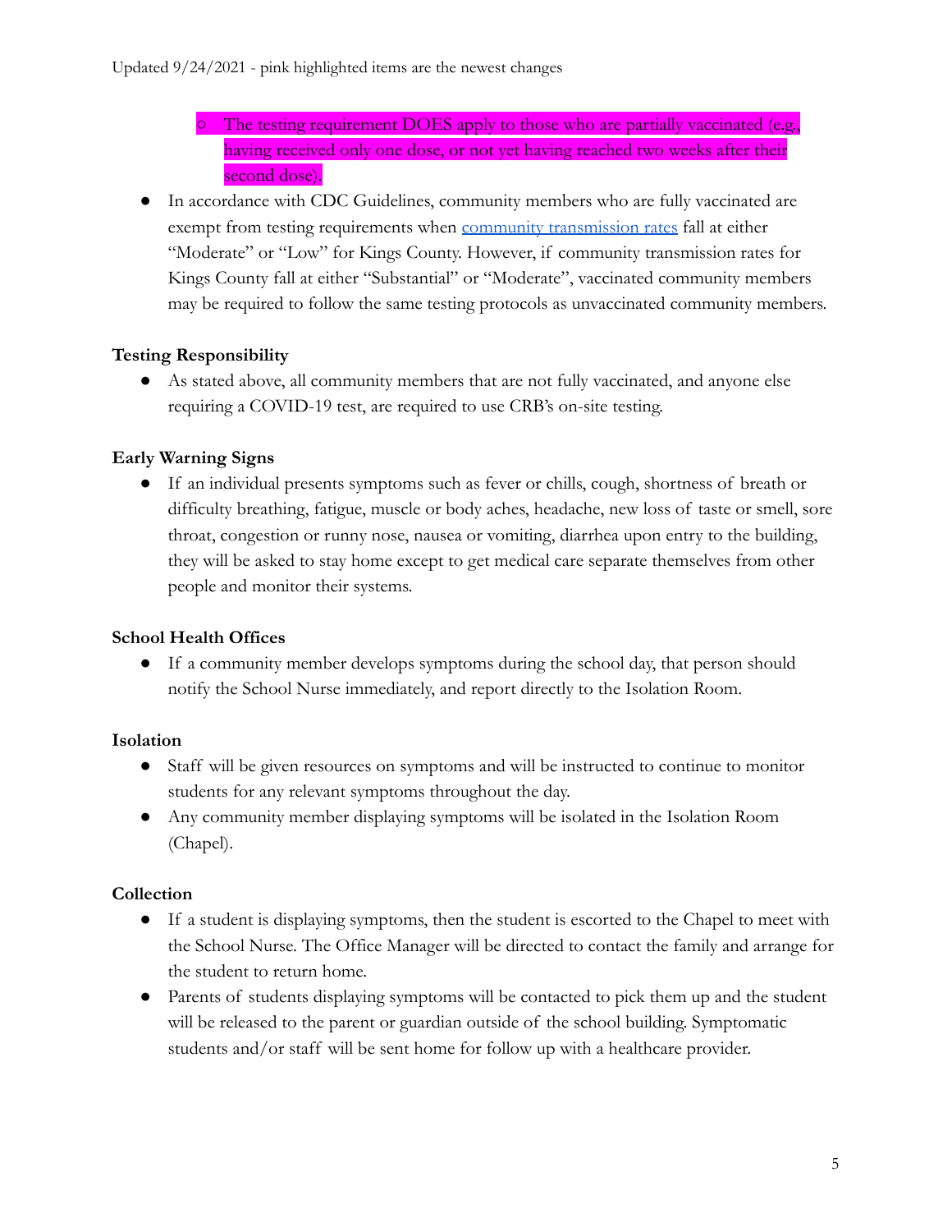- The testing requirement DOES apply to those who are partially vaccinated (e.g., having received only one dose, or not yet having reached two weeks after their second dose).

- In accordance with CDC Guidelines, community members who are fully vaccinated are exempt from testing requirements when community transmission rates fall at either "Moderate" or "Low" for Kings County. However, if community transmission rates for Kings County fall at either "Substantial" or "Moderate", vaccinated community members may be required to follow the same testing protocols as unvaccinated community members.

**Testing Responsibility**

- As stated above, all community members that are not fully vaccinated, and anyone else requiring a COVID-19 test, are required to use CRB's on-site testing.

**Early Warning Signs**

- If an individual presents symptoms such as fever or chills, cough, shortness of breath or difficulty breathing, fatigue, muscle or body aches, headache, new loss of taste or smell, sore throat, congestion or runny nose, nausea or vomiting, diarrhea upon entry to the building, they will be asked to stay home except to get medical care separate themselves from other people and monitor their systems.

**School Health Offices**

- If a community member develops symptoms during the school day, that person should notify the School Nurse immediately, and report directly to the Isolation Room.

**Isolation**

- Staff will be given resources on symptoms and will be instructed to continue to monitor students for any relevant symptoms throughout the day.
- Any community member displaying symptoms will be isolated in the Isolation Room (Chapel).

**Collection**

- If a student is displaying symptoms, then the student is escorted to the Chapel to meet with the School Nurse. The Office Manager will be directed to contact the family and arrange for the student to return home.
- Parents of students displaying symptoms will be contacted to pick them up and the student will be released to the parent or guardian outside of the school building. Symptomatic students and/or staff will be sent home for follow up with a healthcare provider.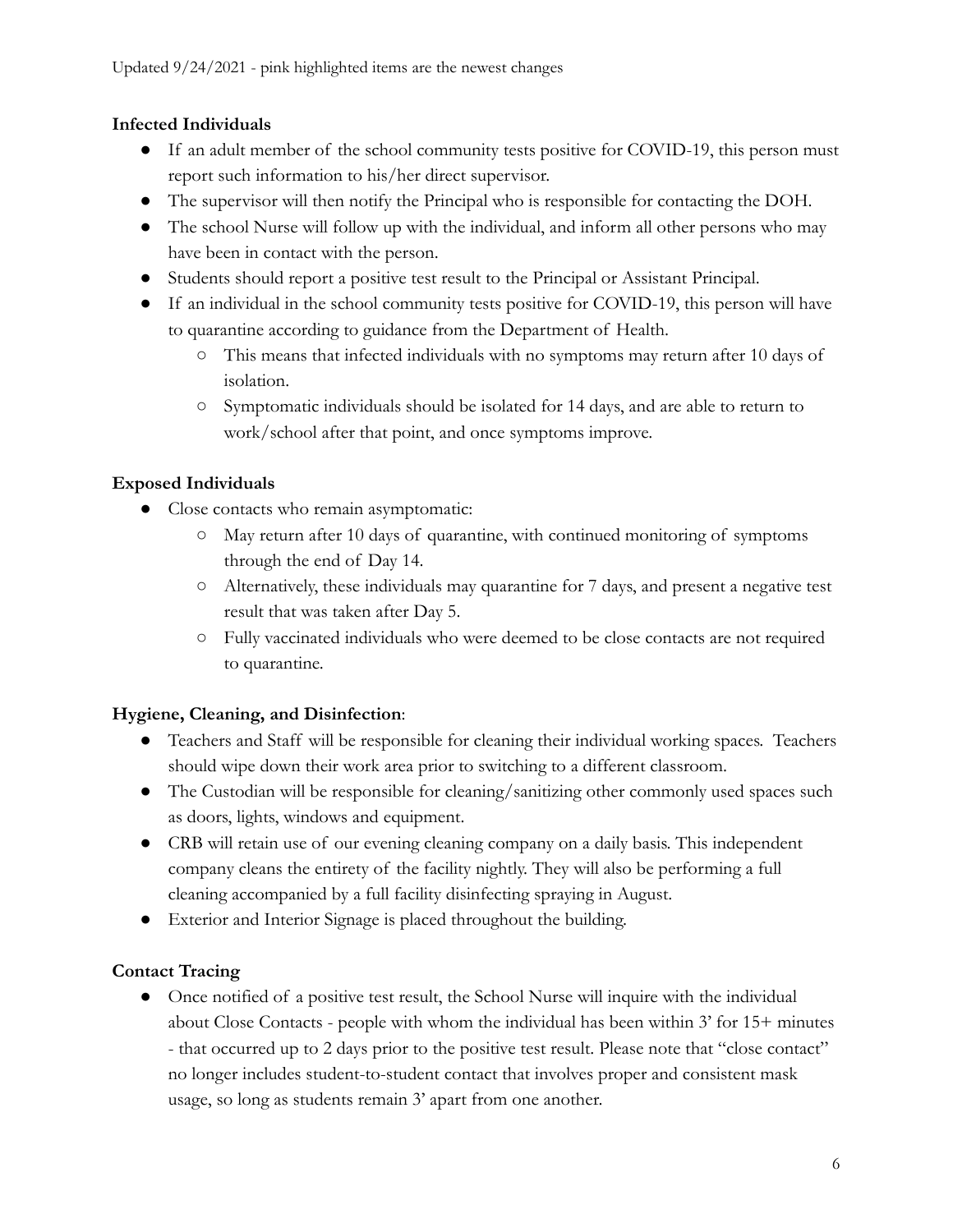Updated 9/24/2021 - pink highlighted items are the newest changes

**Infected Individuals**

- If an adult member of the school community tests positive for COVID-19, this person must report such information to his/her direct supervisor.
- The supervisor will then notify the Principal who is responsible for contacting the DOH.
- The school Nurse will follow up with the individual, and inform all other persons who may have been in contact with the person.
- Students should report a positive test result to the Principal or Assistant Principal.
- If an individual in the school community tests positive for COVID-19, this person will have to quarantine according to guidance from the Department of Health.
    - This means that infected individuals with no symptoms may return after 10 days of isolation.
    - Symptomatic individuals should be isolated for 14 days, and are able to return to work/school after that point, and once symptoms improve.

**Exposed Individuals**

- Close contacts who remain asymptomatic:
    - May return after 10 days of quarantine, with continued monitoring of symptoms through the end of Day 14.
    - Alternatively, these individuals may quarantine for 7 days, and present a negative test result that was taken after Day 5.
    - Fully vaccinated individuals who were deemed to be close contacts are not required to quarantine.

**Hygiene, Cleaning, and Disinfection**:

- Teachers and Staff will be responsible for cleaning their individual working spaces. Teachers should wipe down their work area prior to switching to a different classroom.
- The Custodian will be responsible for cleaning/sanitizing other commonly used spaces such as doors, lights, windows and equipment.
- CRB will retain use of our evening cleaning company on a daily basis. This independent company cleans the entirety of the facility nightly. They will also be performing a full cleaning accompanied by a full facility disinfecting spraying in August.
- Exterior and Interior Signage is placed throughout the building.

**Contact Tracing**

- Once notified of a positive test result, the School Nurse will inquire with the individual about Close Contacts - people with whom the individual has been within 3' for 15+ minutes - that occurred up to 2 days prior to the positive test result. Please note that "close contact" no longer includes student-to-student contact that involves proper and consistent mask usage, so long as students remain 3' apart from one another.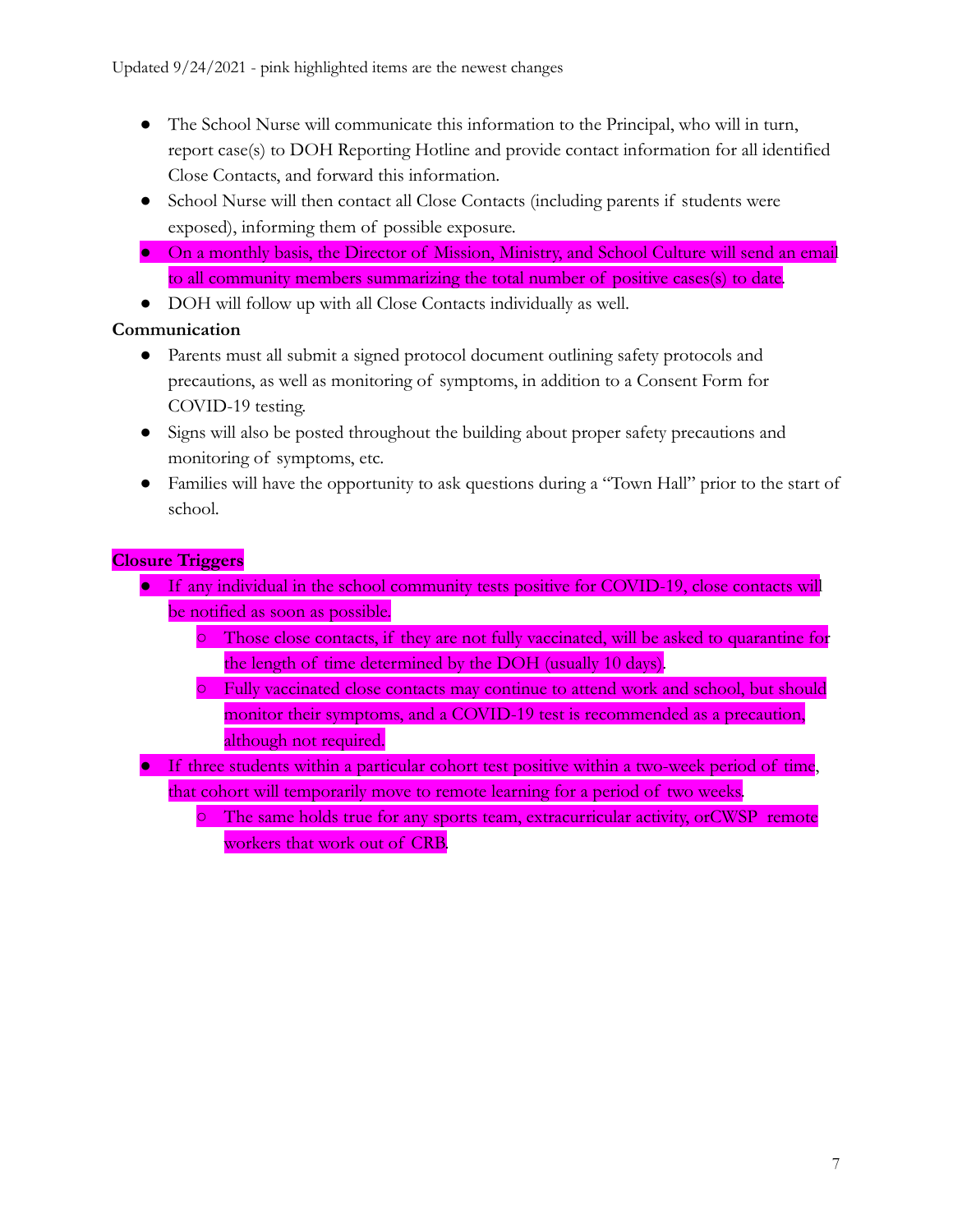- The School Nurse will communicate this information to the Principal, who will in turn, report case(s) to DOH Reporting Hotline and provide contact information for all identified Close Contacts, and forward this information.
- School Nurse will then contact all Close Contacts (including parents if students were exposed), informing them of possible exposure.
- On a monthly basis, the Director of Mission, Ministry, and School Culture will send an email to all community members summarizing the total number of positive cases(s) to date.
- DOH will follow up with all Close Contacts individually as well.

**Communication**

- Parents must all submit a signed protocol document outlining safety protocols and precautions, as well as monitoring of symptoms, in addition to a Consent Form for COVID-19 testing.
- Signs will also be posted throughout the building about proper safety precautions and monitoring of symptoms, etc.
- Families will have the opportunity to ask questions during a "Town Hall" prior to the start of school.

**Closure Triggers**

- If any individual in the school community tests positive for COVID-19, close contacts will be notified as soon as possible.
  - Those close contacts, if they are not fully vaccinated, will be asked to quarantine for the length of time determined by the DOH (usually 10 days).
  - Fully vaccinated close contacts may continue to attend work and school, but should monitor their symptoms, and a COVID-19 test is recommended as a precaution, although not required.
- If three students within a particular cohort test positive within a two-week period of time, that cohort will temporarily move to remote learning for a period of two weeks.
  - The same holds true for any sports team, extracurricular activity, orCWSP remote workers that work out of CRB.